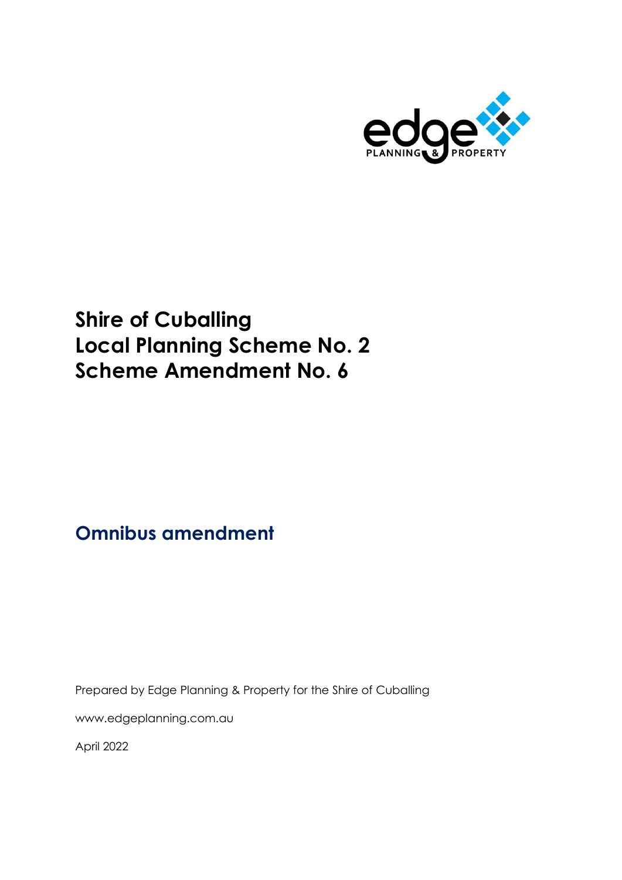# Shire of Cuballing
# Local Planning Scheme No. 2
# Scheme Amendment No. 6

## Omnibus amendment

Prepared by Edge Planning & Property for the Shire of Cuballing

www.edgeplanning.com.au

April 2022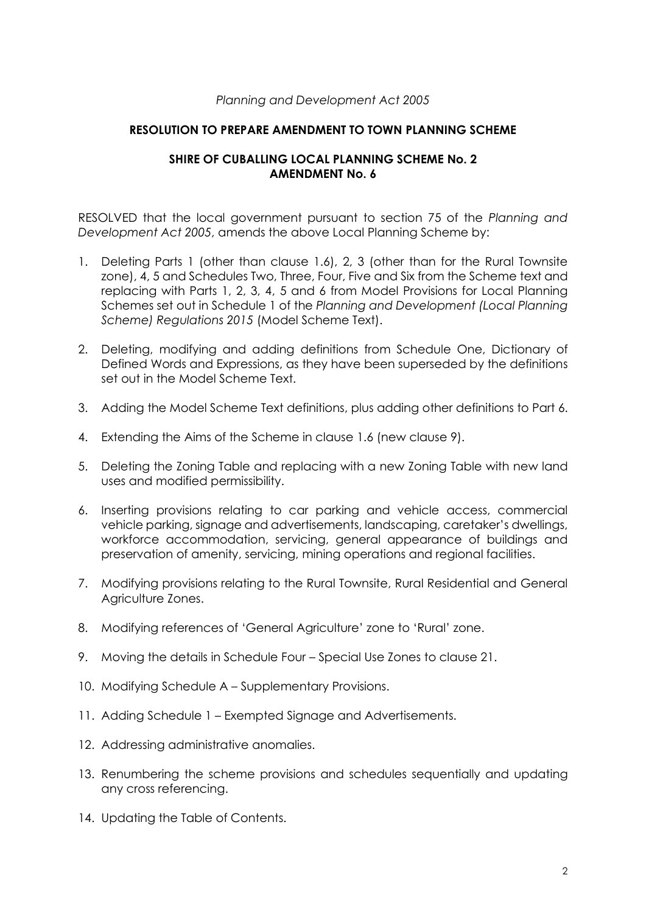*Planning and Development Act 2005*

**RESOLUTION TO PREPARE AMENDMENT TO TOWN PLANNING SCHEME**

**SHIRE OF CUBALLING LOCAL PLANNING SCHEME No. 2**
**AMENDMENT No. 6**

RESOLVED that the local government pursuant to section 75 of the *Planning and Development Act 2005*, amends the above Local Planning Scheme by:

1. Deleting Parts 1 (other than clause 1.6), 2, 3 (other than for the Rural Townsite zone), 4, 5 and Schedules Two, Three, Four, Five and Six from the Scheme text and replacing with Parts 1, 2, 3, 4, 5 and 6 from Model Provisions for Local Planning Schemes set out in Schedule 1 of the *Planning and Development (Local Planning Scheme) Regulations 2015* (Model Scheme Text).

2. Deleting, modifying and adding definitions from Schedule One, Dictionary of Defined Words and Expressions, as they have been superseded by the definitions set out in the Model Scheme Text.

3. Adding the Model Scheme Text definitions, plus adding other definitions to Part 6.

4. Extending the Aims of the Scheme in clause 1.6 (new clause 9).

5. Deleting the Zoning Table and replacing with a new Zoning Table with new land uses and modified permissibility.

6. Inserting provisions relating to car parking and vehicle access, commercial vehicle parking, signage and advertisements, landscaping, caretaker's dwellings, workforce accommodation, servicing, general appearance of buildings and preservation of amenity, servicing, mining operations and regional facilities.

7. Modifying provisions relating to the Rural Townsite, Rural Residential and General Agriculture Zones.

8. Modifying references of 'General Agriculture' zone to 'Rural' zone.

9. Moving the details in Schedule Four – Special Use Zones to clause 21.

10. Modifying Schedule A – Supplementary Provisions.

11. Adding Schedule 1 – Exempted Signage and Advertisements.

12. Addressing administrative anomalies.

13. Renumbering the scheme provisions and schedules sequentially and updating any cross referencing.

14. Updating the Table of Contents.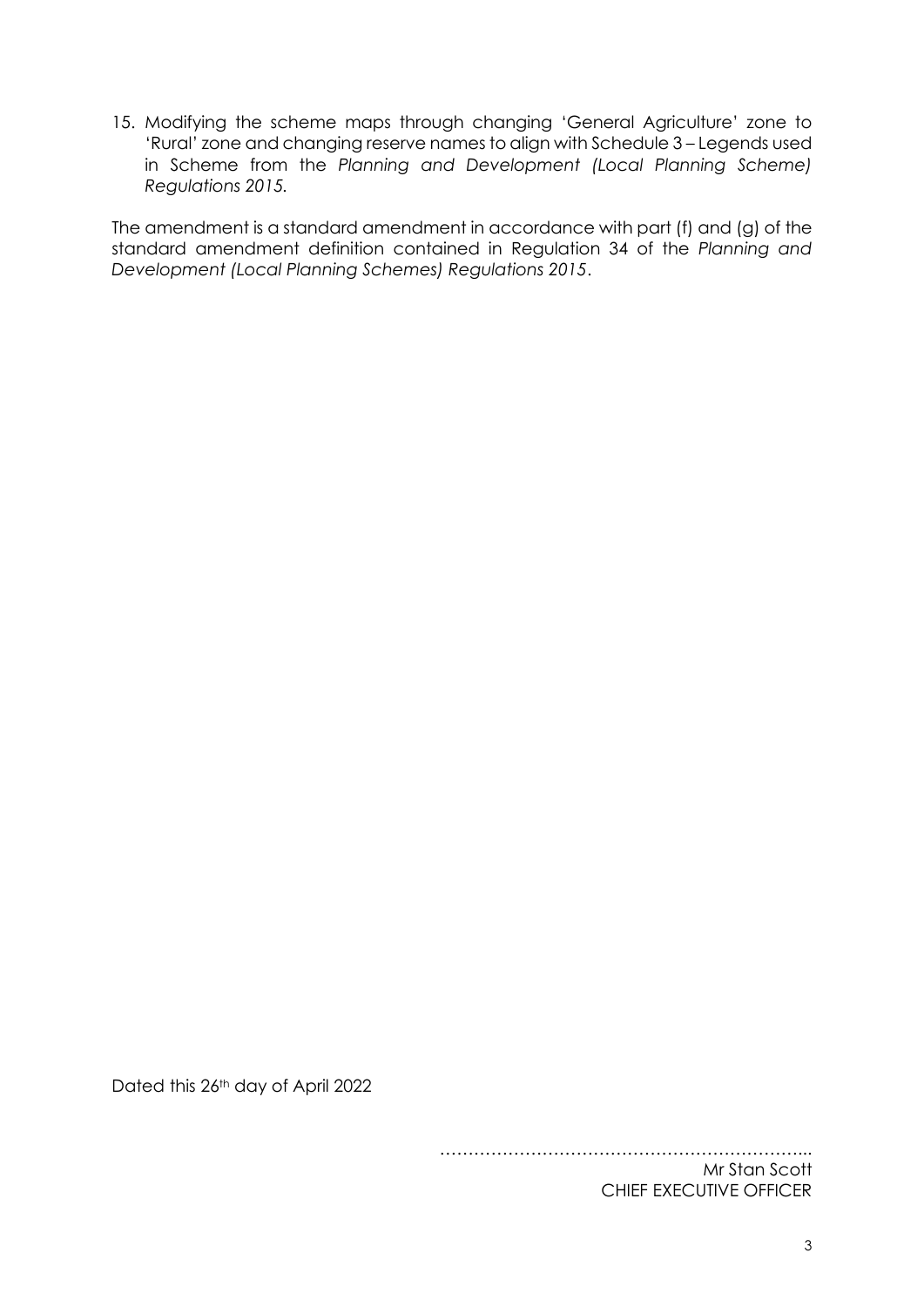15. Modifying the scheme maps through changing 'General Agriculture' zone to 'Rural' zone and changing reserve names to align with Schedule 3 – Legends used in Scheme from the *Planning and Development (Local Planning Scheme) Regulations 2015.*

The amendment is a standard amendment in accordance with part (f) and (g) of the standard amendment definition contained in Regulation 34 of the *Planning and Development (Local Planning Schemes) Regulations 2015*.

Dated this 26th day of April 2022

…………………………………………………………..

Mr Stan Scott
CHIEF EXECUTIVE OFFICER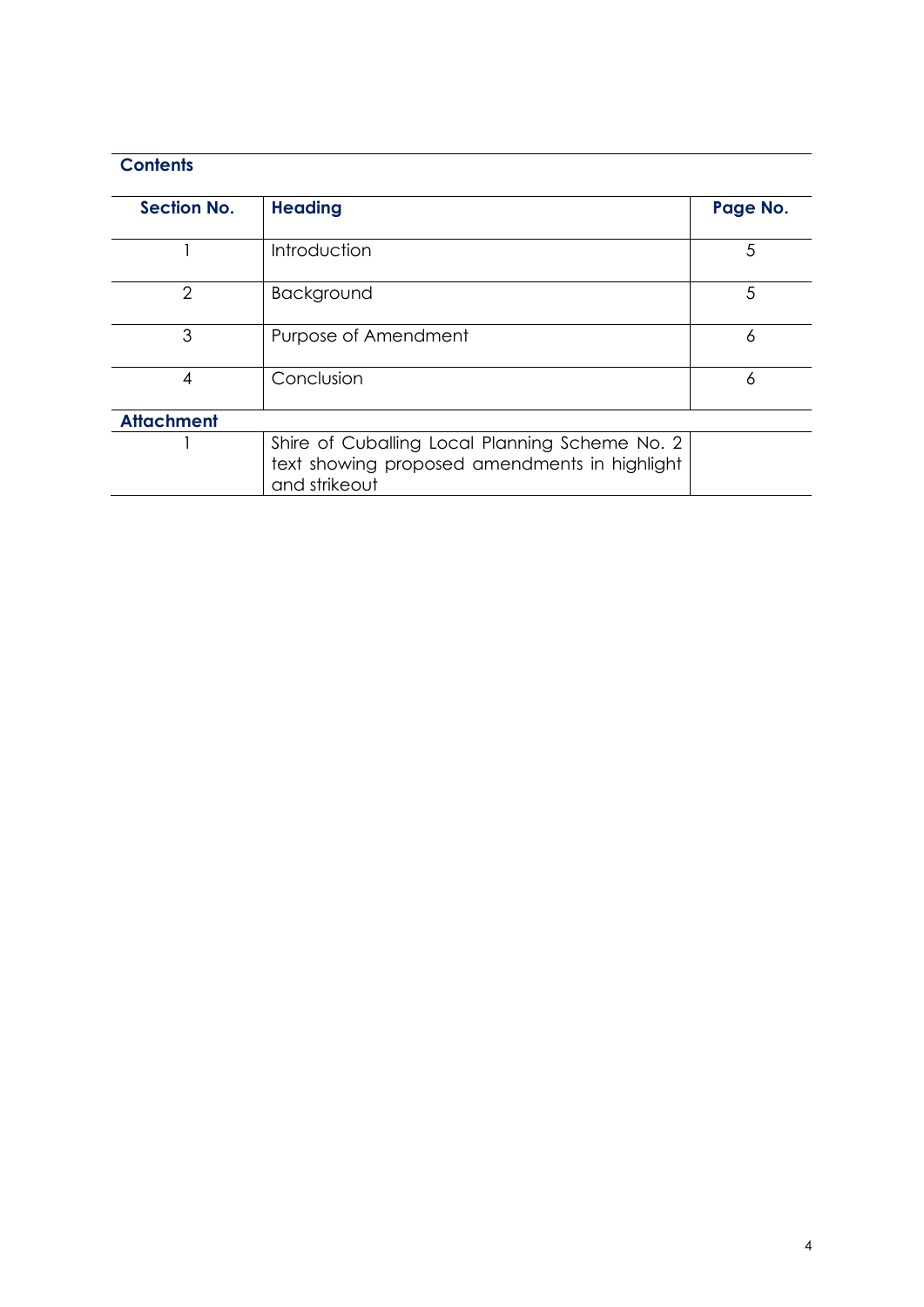## Contents

| Section No. | Heading | Page No. |
|---|---|---|
| 1 | Introduction | 5 |
| 2 | Background | 5 |
| 3 | Purpose of Amendment | 6 |
| 4 | Conclusion | 6 |
| **Attachment** | | |
| 1 | Shire of Cuballing Local Planning Scheme No. 2 text showing proposed amendments in highlight and strikeout | |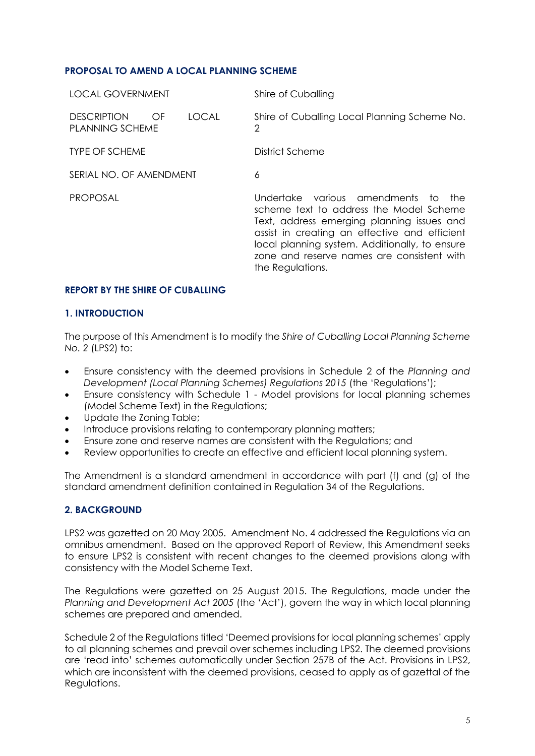**PROPOSAL TO AMEND A LOCAL PLANNING SCHEME**

| | |
|---|---|
| LOCAL GOVERNMENT | Shire of Cuballing |
| DESCRIPTION OF LOCAL PLANNING SCHEME | Shire of Cuballing Local Planning Scheme No. 2 |
| TYPE OF SCHEME | District Scheme |
| SERIAL NO. OF AMENDMENT | 6 |
| PROPOSAL | Undertake various amendments to the scheme text to address the Model Scheme Text, address emerging planning issues and assist in creating an effective and efficient local planning system. Additionally, to ensure zone and reserve names are consistent with the Regulations. |

**REPORT BY THE SHIRE OF CUBALLING**

**1. INTRODUCTION**

The purpose of this Amendment is to modify the *Shire of Cuballing Local Planning Scheme No. 2* (LPS2) to:

- Ensure consistency with the deemed provisions in Schedule 2 of the *Planning and Development (Local Planning Schemes) Regulations 2015* (the 'Regulations');
- Ensure consistency with Schedule 1 - Model provisions for local planning schemes (Model Scheme Text) in the Regulations;
- Update the Zoning Table;
- Introduce provisions relating to contemporary planning matters;
- Ensure zone and reserve names are consistent with the Regulations; and
- Review opportunities to create an effective and efficient local planning system.

The Amendment is a standard amendment in accordance with part (f) and (g) of the standard amendment definition contained in Regulation 34 of the Regulations.

**2. BACKGROUND**

LPS2 was gazetted on 20 May 2005. Amendment No. 4 addressed the Regulations via an omnibus amendment. Based on the approved Report of Review, this Amendment seeks to ensure LPS2 is consistent with recent changes to the deemed provisions along with consistency with the Model Scheme Text.

The Regulations were gazetted on 25 August 2015. The Regulations, made under the *Planning and Development Act 2005* (the 'Act'), govern the way in which local planning schemes are prepared and amended.

Schedule 2 of the Regulations titled 'Deemed provisions for local planning schemes' apply to all planning schemes and prevail over schemes including LPS2. The deemed provisions are 'read into' schemes automatically under Section 257B of the Act. Provisions in LPS2, which are inconsistent with the deemed provisions, ceased to apply as of gazettal of the Regulations.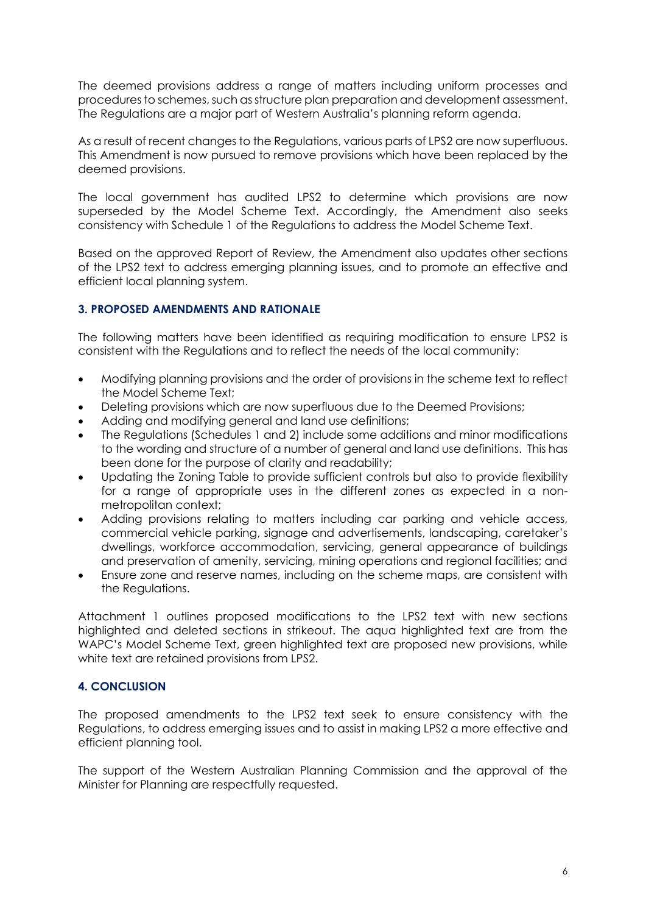The deemed provisions address a range of matters including uniform processes and procedures to schemes, such as structure plan preparation and development assessment. The Regulations are a major part of Western Australia's planning reform agenda.

As a result of recent changes to the Regulations, various parts of LPS2 are now superfluous. This Amendment is now pursued to remove provisions which have been replaced by the deemed provisions.

The local government has audited LPS2 to determine which provisions are now superseded by the Model Scheme Text. Accordingly, the Amendment also seeks consistency with Schedule 1 of the Regulations to address the Model Scheme Text.

Based on the approved Report of Review, the Amendment also updates other sections of the LPS2 text to address emerging planning issues, and to promote an effective and efficient local planning system.

### 3. PROPOSED AMENDMENTS AND RATIONALE

The following matters have been identified as requiring modification to ensure LPS2 is consistent with the Regulations and to reflect the needs of the local community:

- Modifying planning provisions and the order of provisions in the scheme text to reflect the Model Scheme Text;
- Deleting provisions which are now superfluous due to the Deemed Provisions;
- Adding and modifying general and land use definitions;
- The Regulations (Schedules 1 and 2) include some additions and minor modifications to the wording and structure of a number of general and land use definitions. This has been done for the purpose of clarity and readability;
- Updating the Zoning Table to provide sufficient controls but also to provide flexibility for a range of appropriate uses in the different zones as expected in a non-metropolitan context;
- Adding provisions relating to matters including car parking and vehicle access, commercial vehicle parking, signage and advertisements, landscaping, caretaker's dwellings, workforce accommodation, servicing, general appearance of buildings and preservation of amenity, servicing, mining operations and regional facilities; and
- Ensure zone and reserve names, including on the scheme maps, are consistent with the Regulations.

Attachment 1 outlines proposed modifications to the LPS2 text with new sections highlighted and deleted sections in strikeout. The aqua highlighted text are from the WAPC's Model Scheme Text, green highlighted text are proposed new provisions, while white text are retained provisions from LPS2.

### 4. CONCLUSION

The proposed amendments to the LPS2 text seek to ensure consistency with the Regulations, to address emerging issues and to assist in making LPS2 a more effective and efficient planning tool.

The support of the Western Australian Planning Commission and the approval of the Minister for Planning are respectfully requested.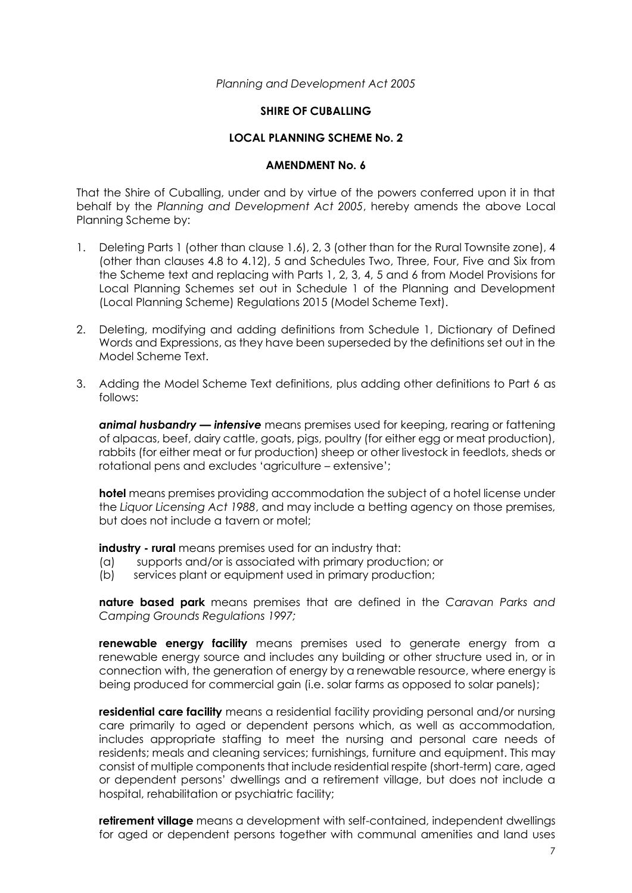*Planning and Development Act 2005*

**SHIRE OF CUBALLING**

**LOCAL PLANNING SCHEME No. 2**

**AMENDMENT No. 6**

That the Shire of Cuballing, under and by virtue of the powers conferred upon it in that behalf by the *Planning and Development Act 2005*, hereby amends the above Local Planning Scheme by:

1. Deleting Parts 1 (other than clause 1.6), 2, 3 (other than for the Rural Townsite zone), 4 (other than clauses 4.8 to 4.12), 5 and Schedules Two, Three, Four, Five and Six from the Scheme text and replacing with Parts 1, 2, 3, 4, 5 and 6 from Model Provisions for Local Planning Schemes set out in Schedule 1 of the Planning and Development (Local Planning Scheme) Regulations 2015 (Model Scheme Text).

2. Deleting, modifying and adding definitions from Schedule 1, Dictionary of Defined Words and Expressions, as they have been superseded by the definitions set out in the Model Scheme Text.

3. Adding the Model Scheme Text definitions, plus adding other definitions to Part 6 as follows:

   ***animal husbandry — intensive*** means premises used for keeping, rearing or fattening of alpacas, beef, dairy cattle, goats, pigs, poultry (for either egg or meat production), rabbits (for either meat or fur production) sheep or other livestock in feedlots, sheds or rotational pens and excludes 'agriculture – extensive';

   **hotel** means premises providing accommodation the subject of a hotel license under the *Liquor Licensing Act 1988*, and may include a betting agency on those premises, but does not include a tavern or motel;

   **industry - rural** means premises used for an industry that:
   (a) supports and/or is associated with primary production; or
   (b) services plant or equipment used in primary production;

   **nature based park** means premises that are defined in the *Caravan Parks and Camping Grounds Regulations 1997;*

   **renewable energy facility** means premises used to generate energy from a renewable energy source and includes any building or other structure used in, or in connection with, the generation of energy by a renewable resource, where energy is being produced for commercial gain (i.e. solar farms as opposed to solar panels);

   **residential care facility** means a residential facility providing personal and/or nursing care primarily to aged or dependent persons which, as well as accommodation, includes appropriate staffing to meet the nursing and personal care needs of residents; meals and cleaning services; furnishings, furniture and equipment. This may consist of multiple components that include residential respite (short-term) care, aged or dependent persons' dwellings and a retirement village, but does not include a hospital, rehabilitation or psychiatric facility;

   **retirement village** means a development with self-contained, independent dwellings for aged or dependent persons together with communal amenities and land uses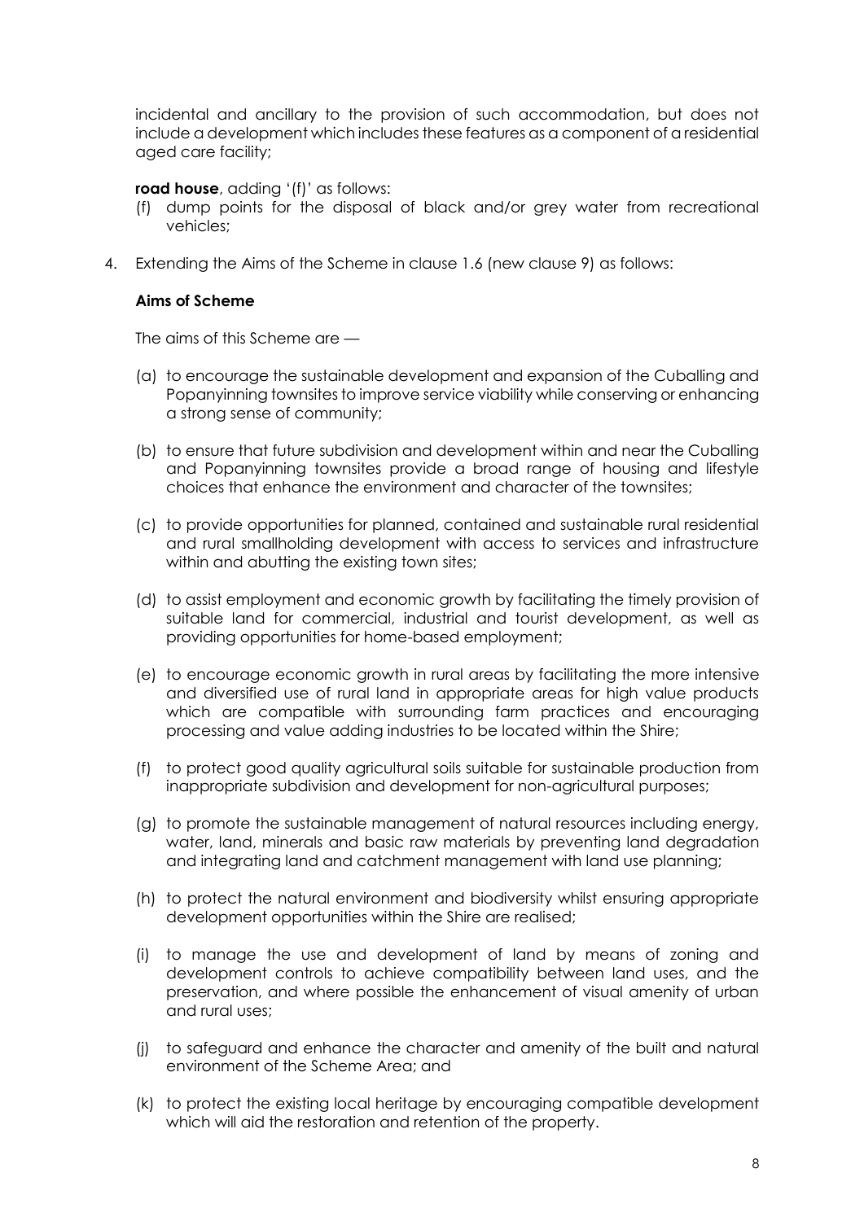incidental and ancillary to the provision of such accommodation, but does not include a development which includes these features as a component of a residential aged care facility;

**road house**, adding '(f)' as follows:

(f) dump points for the disposal of black and/or grey water from recreational vehicles;

4. Extending the Aims of the Scheme in clause 1.6 (new clause 9) as follows:

**Aims of Scheme**

The aims of this Scheme are —

(a) to encourage the sustainable development and expansion of the Cuballing and Popanyinning townsites to improve service viability while conserving or enhancing a strong sense of community;

(b) to ensure that future subdivision and development within and near the Cuballing and Popanyinning townsites provide a broad range of housing and lifestyle choices that enhance the environment and character of the townsites;

(c) to provide opportunities for planned, contained and sustainable rural residential and rural smallholding development with access to services and infrastructure within and abutting the existing town sites;

(d) to assist employment and economic growth by facilitating the timely provision of suitable land for commercial, industrial and tourist development, as well as providing opportunities for home-based employment;

(e) to encourage economic growth in rural areas by facilitating the more intensive and diversified use of rural land in appropriate areas for high value products which are compatible with surrounding farm practices and encouraging processing and value adding industries to be located within the Shire;

(f) to protect good quality agricultural soils suitable for sustainable production from inappropriate subdivision and development for non-agricultural purposes;

(g) to promote the sustainable management of natural resources including energy, water, land, minerals and basic raw materials by preventing land degradation and integrating land and catchment management with land use planning;

(h) to protect the natural environment and biodiversity whilst ensuring appropriate development opportunities within the Shire are realised;

(i) to manage the use and development of land by means of zoning and development controls to achieve compatibility between land uses, and the preservation, and where possible the enhancement of visual amenity of urban and rural uses;

(j) to safeguard and enhance the character and amenity of the built and natural environment of the Scheme Area; and

(k) to protect the existing local heritage by encouraging compatible development which will aid the restoration and retention of the property.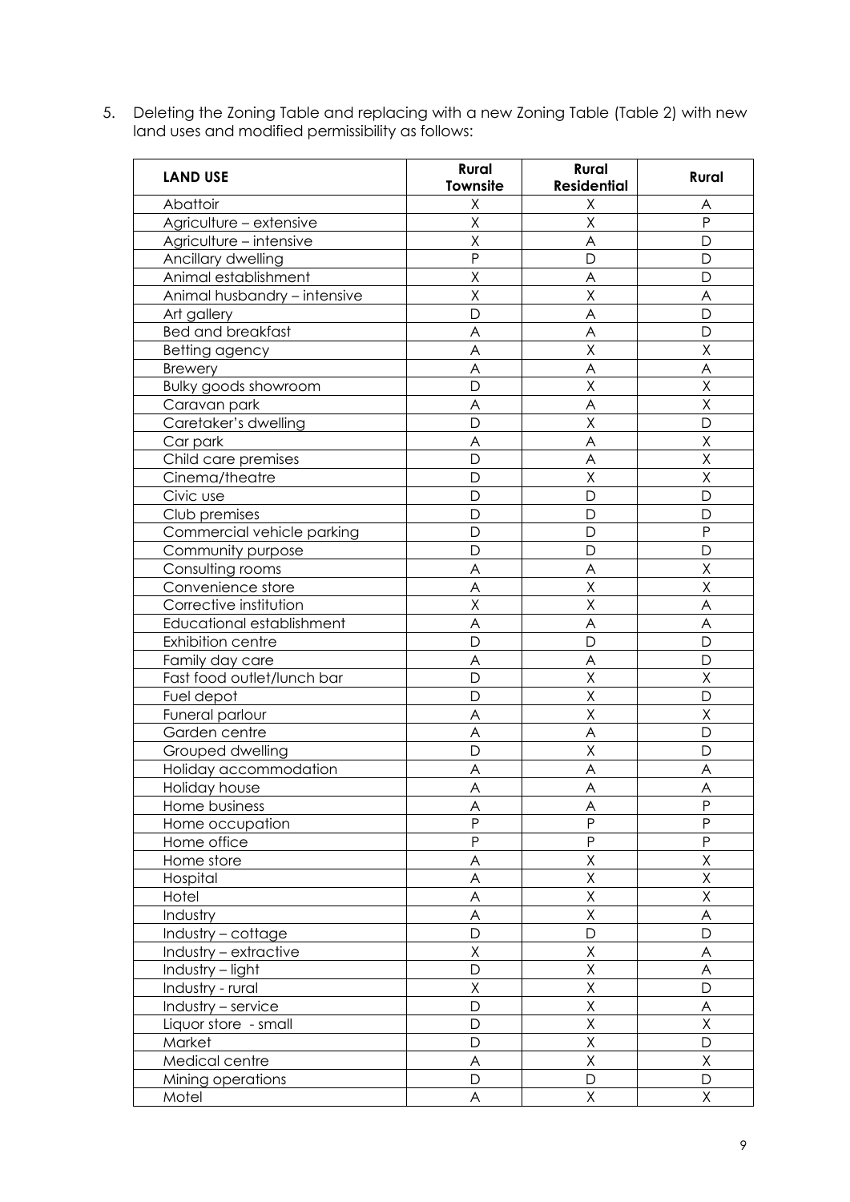5. Deleting the Zoning Table and replacing with a new Zoning Table (Table 2) with new land uses and modified permissibility as follows:

| LAND USE | Rural Townsite | Rural Residential | Rural |
|---|---|---|---|
| Abattoir | X | X | A |
| Agriculture – extensive | X | X | P |
| Agriculture – intensive | X | A | D |
| Ancillary dwelling | P | D | D |
| Animal establishment | X | A | D |
| Animal husbandry – intensive | X | X | A |
| Art gallery | D | A | D |
| Bed and breakfast | A | A | D |
| Betting agency | A | X | X |
| Brewery | A | A | A |
| Bulky goods showroom | D | X | X |
| Caravan park | A | A | X |
| Caretaker's dwelling | D | X | D |
| Car park | A | A | X |
| Child care premises | D | A | X |
| Cinema/theatre | D | X | X |
| Civic use | D | D | D |
| Club premises | D | D | D |
| Commercial vehicle parking | D | D | P |
| Community purpose | D | D | D |
| Consulting rooms | A | A | X |
| Convenience store | A | X | X |
| Corrective institution | X | X | A |
| Educational establishment | A | A | A |
| Exhibition centre | D | D | D |
| Family day care | A | A | D |
| Fast food outlet/lunch bar | D | X | X |
| Fuel depot | D | X | D |
| Funeral parlour | A | X | X |
| Garden centre | A | A | D |
| Grouped dwelling | D | X | D |
| Holiday accommodation | A | A | A |
| Holiday house | A | A | A |
| Home business | A | A | P |
| Home occupation | P | P | P |
| Home office | P | P | P |
| Home store | A | X | X |
| Hospital | A | X | X |
| Hotel | A | X | X |
| Industry | A | X | A |
| Industry – cottage | D | D | D |
| Industry – extractive | X | X | A |
| Industry – light | D | X | A |
| Industry - rural | X | X | D |
| Industry – service | D | X | A |
| Liquor store - small | D | X | X |
| Market | D | X | D |
| Medical centre | A | X | X |
| Mining operations | D | D | D |
| Motel | A | X | X |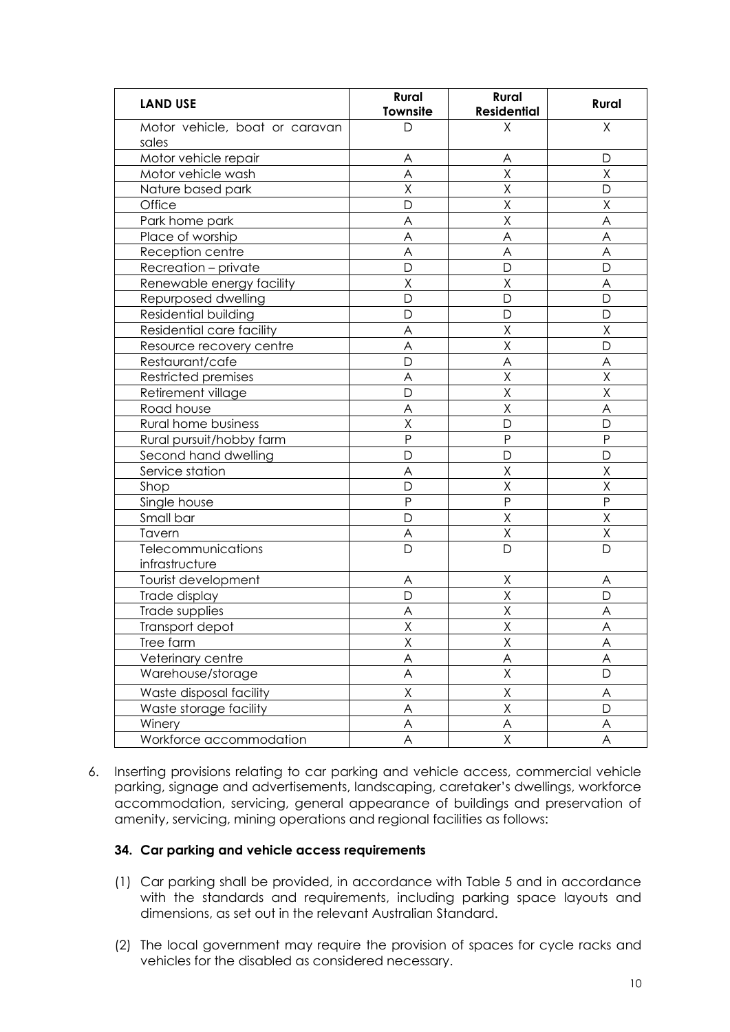| LAND USE | Rural Townsite | Rural Residential | Rural |
|---|---|---|---|
| Motor vehicle, boat or caravan sales | D | X | X |
| Motor vehicle repair | A | A | D |
| Motor vehicle wash | A | X | X |
| Nature based park | X | X | D |
| Office | D | X | X |
| Park home park | A | X | A |
| Place of worship | A | A | A |
| Reception centre | A | A | A |
| Recreation – private | D | D | D |
| Renewable energy facility | X | X | A |
| Repurposed dwelling | D | D | D |
| Residential building | D | D | D |
| Residential care facility | A | X | X |
| Resource recovery centre | A | X | D |
| Restaurant/cafe | D | A | A |
| Restricted premises | A | X | X |
| Retirement village | D | X | X |
| Road house | A | X | A |
| Rural home business | X | D | D |
| Rural pursuit/hobby farm | P | P | P |
| Second hand dwelling | D | D | D |
| Service station | A | X | X |
| Shop | D | X | X |
| Single house | P | P | P |
| Small bar | D | X | X |
| Tavern | A | X | X |
| Telecommunications infrastructure | D | D | D |
| Tourist development | A | X | A |
| Trade display | D | X | D |
| Trade supplies | A | X | A |
| Transport depot | X | X | A |
| Tree farm | X | X | A |
| Veterinary centre | A | A | A |
| Warehouse/storage | A | X | D |
| Waste disposal facility | X | X | A |
| Waste storage facility | A | X | D |
| Winery | A | A | A |
| Workforce accommodation | A | X | A |

6. Inserting provisions relating to car parking and vehicle access, commercial vehicle parking, signage and advertisements, landscaping, caretaker's dwellings, workforce accommodation, servicing, general appearance of buildings and preservation of amenity, servicing, mining operations and regional facilities as follows:

**34. Car parking and vehicle access requirements**

(1) Car parking shall be provided, in accordance with Table 5 and in accordance with the standards and requirements, including parking space layouts and dimensions, as set out in the relevant Australian Standard.

(2) The local government may require the provision of spaces for cycle racks and vehicles for the disabled as considered necessary.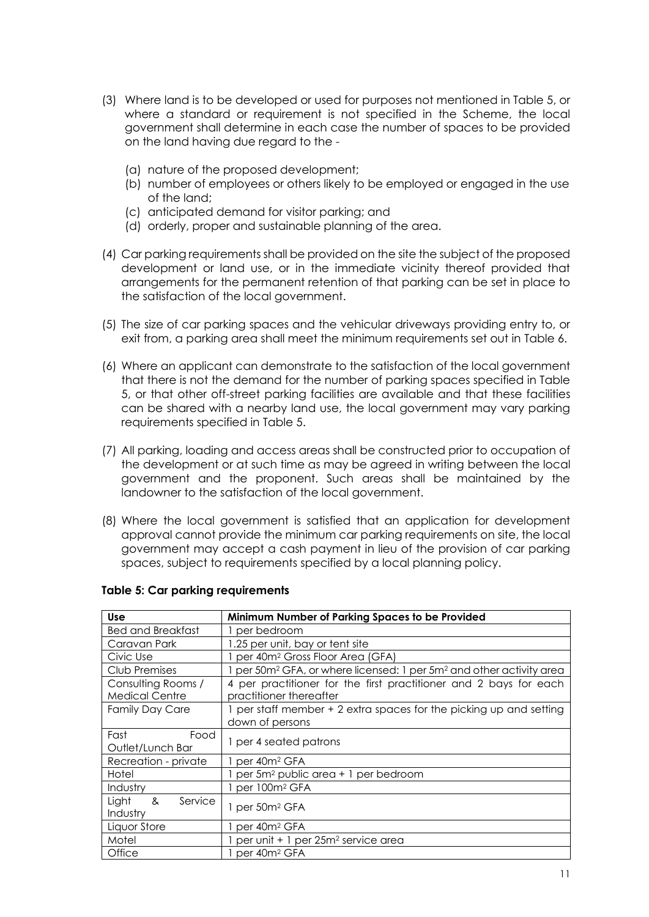(3) Where land is to be developed or used for purposes not mentioned in Table 5, or where a standard or requirement is not specified in the Scheme, the local government shall determine in each case the number of spaces to be provided on the land having due regard to the -

   (a) nature of the proposed development;
   (b) number of employees or others likely to be employed or engaged in the use of the land;
   (c) anticipated demand for visitor parking; and
   (d) orderly, proper and sustainable planning of the area.

(4) Car parking requirements shall be provided on the site the subject of the proposed development or land use, or in the immediate vicinity thereof provided that arrangements for the permanent retention of that parking can be set in place to the satisfaction of the local government.

(5) The size of car parking spaces and the vehicular driveways providing entry to, or exit from, a parking area shall meet the minimum requirements set out in Table 6.

(6) Where an applicant can demonstrate to the satisfaction of the local government that there is not the demand for the number of parking spaces specified in Table 5, or that other off-street parking facilities are available and that these facilities can be shared with a nearby land use, the local government may vary parking requirements specified in Table 5.

(7) All parking, loading and access areas shall be constructed prior to occupation of the development or at such time as may be agreed in writing between the local government and the proponent. Such areas shall be maintained by the landowner to the satisfaction of the local government.

(8) Where the local government is satisfied that an application for development approval cannot provide the minimum car parking requirements on site, the local government may accept a cash payment in lieu of the provision of car parking spaces, subject to requirements specified by a local planning policy.

**Table 5: Car parking requirements**

| Use | Minimum Number of Parking Spaces to be Provided |
|---|---|
| Bed and Breakfast | 1 per bedroom |
| Caravan Park | 1.25 per unit, bay or tent site |
| Civic Use | 1 per 40m² Gross Floor Area (GFA) |
| Club Premises | 1 per 50m² GFA, or where licensed: 1 per 5m² and other activity area |
| Consulting Rooms / Medical Centre | 4 per practitioner for the first practitioner and 2 bays for each practitioner thereafter |
| Family Day Care | 1 per staff member + 2 extra spaces for the picking up and setting down of persons |
| Fast Food Outlet/Lunch Bar | 1 per 4 seated patrons |
| Recreation - private | 1 per 40m² GFA |
| Hotel | 1 per 5m² public area + 1 per bedroom |
| Industry | 1 per 100m² GFA |
| Light & Service Industry | 1 per 50m² GFA |
| Liquor Store | 1 per 40m² GFA |
| Motel | 1 per unit + 1 per 25m² service area |
| Office | 1 per 40m² GFA |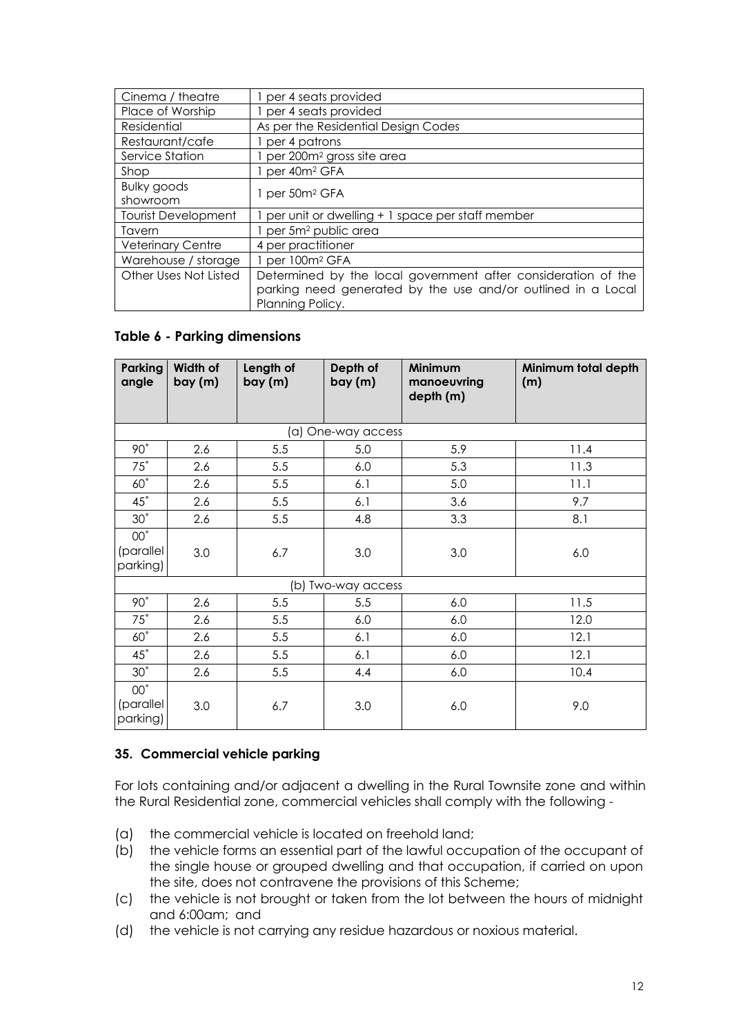| Cinema / theatre | 1 per 4 seats provided |
|---|---|
| Place of Worship | 1 per 4 seats provided |
| Residential | As per the Residential Design Codes |
| Restaurant/cafe | 1 per 4 patrons |
| Service Station | 1 per 200m² gross site area |
| Shop | 1 per 40m² GFA |
| Bulky goods showroom | 1 per 50m² GFA |
| Tourist Development | 1 per unit or dwelling + 1 space per staff member |
| Tavern | 1 per 5m² public area |
| Veterinary Centre | 4 per practitioner |
| Warehouse / storage | 1 per 100m² GFA |
| Other Uses Not Listed | Determined by the local government after consideration of the parking need generated by the use and/or outlined in a Local Planning Policy. |

### Table 6 - Parking dimensions

| Parking angle | Width of bay (m) | Length of bay (m) | Depth of bay (m) | Minimum manoeuvring depth (m) | Minimum total depth (m) |
|---|---|---|---|---|---|
| (a) One-way access | | | | | |
| 90˚ | 2.6 | 5.5 | 5.0 | 5.9 | 11.4 |
| 75˚ | 2.6 | 5.5 | 6.0 | 5.3 | 11.3 |
| 60˚ | 2.6 | 5.5 | 6.1 | 5.0 | 11.1 |
| 45˚ | 2.6 | 5.5 | 6.1 | 3.6 | 9.7 |
| 30˚ | 2.6 | 5.5 | 4.8 | 3.3 | 8.1 |
| 00˚ (parallel parking) | 3.0 | 6.7 | 3.0 | 3.0 | 6.0 |
| (b) Two-way access | | | | | |
| 90˚ | 2.6 | 5.5 | 5.5 | 6.0 | 11.5 |
| 75˚ | 2.6 | 5.5 | 6.0 | 6.0 | 12.0 |
| 60˚ | 2.6 | 5.5 | 6.1 | 6.0 | 12.1 |
| 45˚ | 2.6 | 5.5 | 6.1 | 6.0 | 12.1 |
| 30˚ | 2.6 | 5.5 | 4.4 | 6.0 | 10.4 |
| 00˚ (parallel parking) | 3.0 | 6.7 | 3.0 | 6.0 | 9.0 |

### 35. Commercial vehicle parking

For lots containing and/or adjacent a dwelling in the Rural Townsite zone and within the Rural Residential zone, commercial vehicles shall comply with the following -

(a) the commercial vehicle is located on freehold land;

(b) the vehicle forms an essential part of the lawful occupation of the occupant of the single house or grouped dwelling and that occupation, if carried on upon the site, does not contravene the provisions of this Scheme;

(c) the vehicle is not brought or taken from the lot between the hours of midnight and 6:00am; and

(d) the vehicle is not carrying any residue hazardous or noxious material.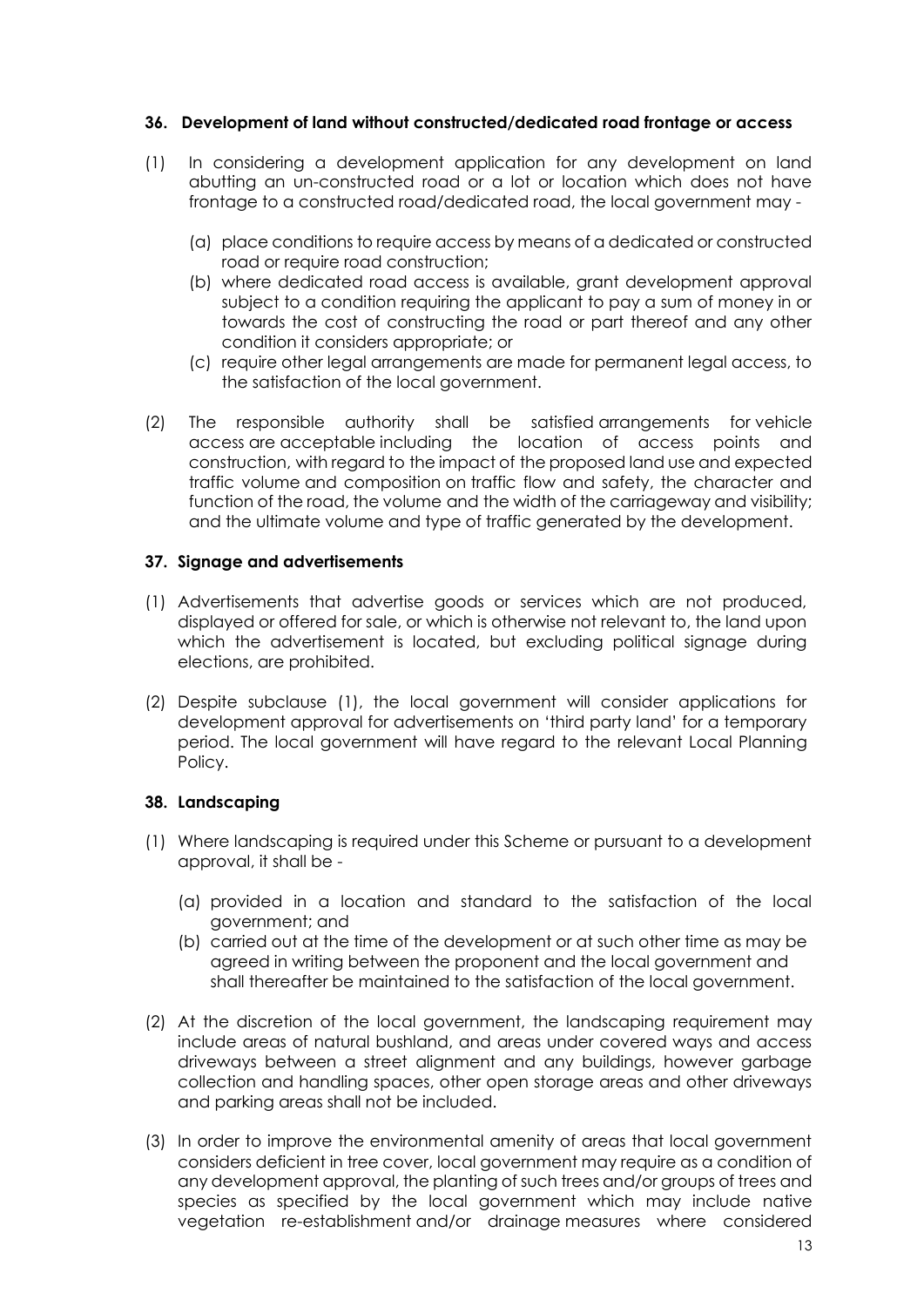### 36. Development of land without constructed/dedicated road frontage or access

(1) In considering a development application for any development on land abutting an un-constructed road or a lot or location which does not have frontage to a constructed road/dedicated road, the local government may -

(a) place conditions to require access by means of a dedicated or constructed road or require road construction;
(b) where dedicated road access is available, grant development approval subject to a condition requiring the applicant to pay a sum of money in or towards the cost of constructing the road or part thereof and any other condition it considers appropriate; or
(c) require other legal arrangements are made for permanent legal access, to the satisfaction of the local government.

(2) The responsible authority shall be satisfied arrangements for vehicle access are acceptable including the location of access points and construction, with regard to the impact of the proposed land use and expected traffic volume and composition on traffic flow and safety, the character and function of the road, the volume and the width of the carriageway and visibility; and the ultimate volume and type of traffic generated by the development.

### 37. Signage and advertisements

(1) Advertisements that advertise goods or services which are not produced, displayed or offered for sale, or which is otherwise not relevant to, the land upon which the advertisement is located, but excluding political signage during elections, are prohibited.

(2) Despite subclause (1), the local government will consider applications for development approval for advertisements on 'third party land' for a temporary period. The local government will have regard to the relevant Local Planning Policy.

### 38. Landscaping

(1) Where landscaping is required under this Scheme or pursuant to a development approval, it shall be -

(a) provided in a location and standard to the satisfaction of the local government; and
(b) carried out at the time of the development or at such other time as may be agreed in writing between the proponent and the local government and shall thereafter be maintained to the satisfaction of the local government.

(2) At the discretion of the local government, the landscaping requirement may include areas of natural bushland, and areas under covered ways and access driveways between a street alignment and any buildings, however garbage collection and handling spaces, other open storage areas and other driveways and parking areas shall not be included.

(3) In order to improve the environmental amenity of areas that local government considers deficient in tree cover, local government may require as a condition of any development approval, the planting of such trees and/or groups of trees and species as specified by the local government which may include native vegetation re-establishment and/or drainage measures where considered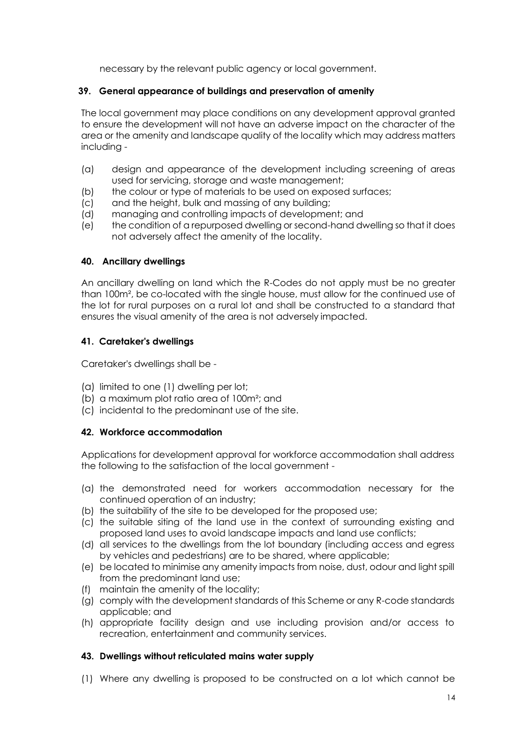necessary by the relevant public agency or local government.

### 39. General appearance of buildings and preservation of amenity

The local government may place conditions on any development approval granted to ensure the development will not have an adverse impact on the character of the area or the amenity and landscape quality of the locality which may address matters including -

(a) design and appearance of the development including screening of areas used for servicing, storage and waste management;
(b) the colour or type of materials to be used on exposed surfaces;
(c) and the height, bulk and massing of any building;
(d) managing and controlling impacts of development; and
(e) the condition of a repurposed dwelling or second-hand dwelling so that it does not adversely affect the amenity of the locality.

### 40. Ancillary dwellings

An ancillary dwelling on land which the R-Codes do not apply must be no greater than 100m², be co-located with the single house, must allow for the continued use of the lot for rural purposes on a rural lot and shall be constructed to a standard that ensures the visual amenity of the area is not adversely impacted.

### 41. Caretaker's dwellings

Caretaker's dwellings shall be -

(a) limited to one (1) dwelling per lot;
(b) a maximum plot ratio area of 100m²; and
(c) incidental to the predominant use of the site.

### 42. Workforce accommodation

Applications for development approval for workforce accommodation shall address the following to the satisfaction of the local government -

(a) the demonstrated need for workers accommodation necessary for the continued operation of an industry;
(b) the suitability of the site to be developed for the proposed use;
(c) the suitable siting of the land use in the context of surrounding existing and proposed land uses to avoid landscape impacts and land use conflicts;
(d) all services to the dwellings from the lot boundary (including access and egress by vehicles and pedestrians) are to be shared, where applicable;
(e) be located to minimise any amenity impacts from noise, dust, odour and light spill from the predominant land use;
(f) maintain the amenity of the locality;
(g) comply with the development standards of this Scheme or any R-code standards applicable; and
(h) appropriate facility design and use including provision and/or access to recreation, entertainment and community services.

### 43. Dwellings without reticulated mains water supply

(1) Where any dwelling is proposed to be constructed on a lot which cannot be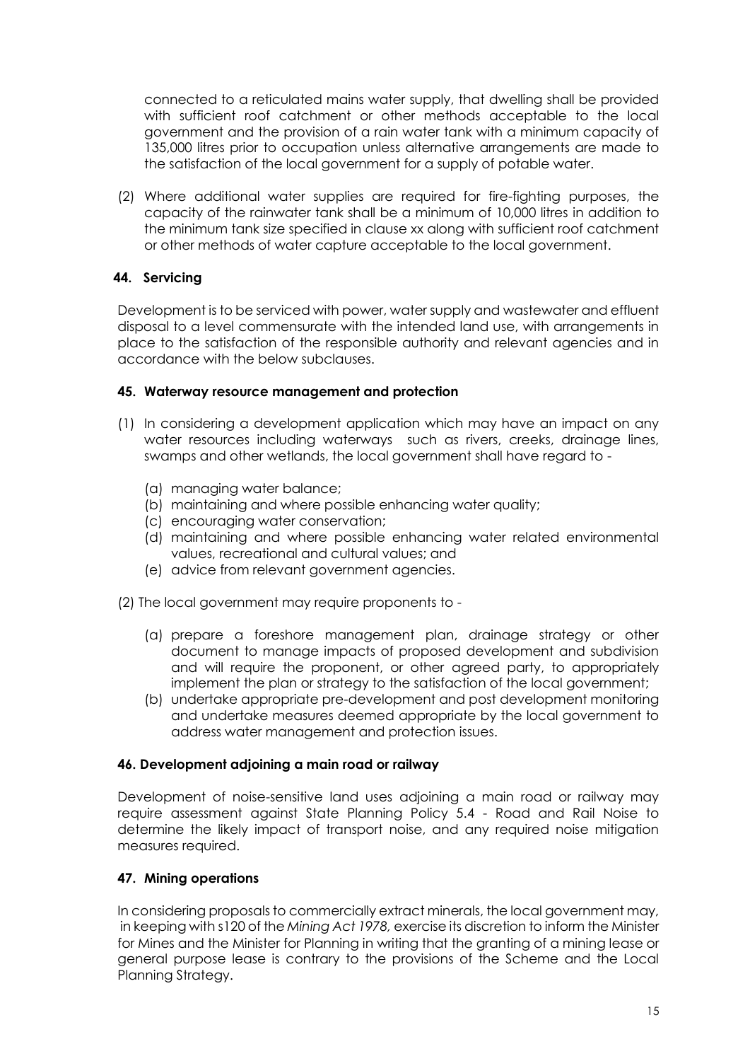connected to a reticulated mains water supply, that dwelling shall be provided with sufficient roof catchment or other methods acceptable to the local government and the provision of a rain water tank with a minimum capacity of 135,000 litres prior to occupation unless alternative arrangements are made to the satisfaction of the local government for a supply of potable water.

(2) Where additional water supplies are required for fire-fighting purposes, the capacity of the rainwater tank shall be a minimum of 10,000 litres in addition to the minimum tank size specified in clause xx along with sufficient roof catchment or other methods of water capture acceptable to the local government.

**44. Servicing**

Development is to be serviced with power, water supply and wastewater and effluent disposal to a level commensurate with the intended land use, with arrangements in place to the satisfaction of the responsible authority and relevant agencies and in accordance with the below subclauses.

**45. Waterway resource management and protection**

(1) In considering a development application which may have an impact on any water resources including waterways such as rivers, creeks, drainage lines, swamps and other wetlands, the local government shall have regard to -

(a) managing water balance;
(b) maintaining and where possible enhancing water quality;
(c) encouraging water conservation;
(d) maintaining and where possible enhancing water related environmental values, recreational and cultural values; and
(e) advice from relevant government agencies.

(2) The local government may require proponents to -

(a) prepare a foreshore management plan, drainage strategy or other document to manage impacts of proposed development and subdivision and will require the proponent, or other agreed party, to appropriately implement the plan or strategy to the satisfaction of the local government;
(b) undertake appropriate pre-development and post development monitoring and undertake measures deemed appropriate by the local government to address water management and protection issues.

**46. Development adjoining a main road or railway**

Development of noise-sensitive land uses adjoining a main road or railway may require assessment against State Planning Policy 5.4 - Road and Rail Noise to determine the likely impact of transport noise, and any required noise mitigation measures required.

**47. Mining operations**

In considering proposals to commercially extract minerals, the local government may, in keeping with s120 of the *Mining Act 1978*, exercise its discretion to inform the Minister for Mines and the Minister for Planning in writing that the granting of a mining lease or general purpose lease is contrary to the provisions of the Scheme and the Local Planning Strategy.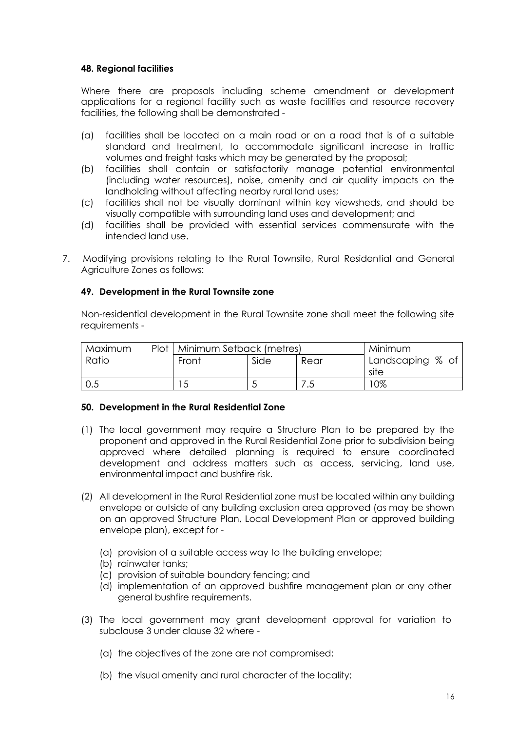#### 48. Regional facilities

Where there are proposals including scheme amendment or development applications for a regional facility such as waste facilities and resource recovery facilities, the following shall be demonstrated -

(a) facilities shall be located on a main road or on a road that is of a suitable standard and treatment, to accommodate significant increase in traffic volumes and freight tasks which may be generated by the proposal;
(b) facilities shall contain or satisfactorily manage potential environmental (including water resources), noise, amenity and air quality impacts on the landholding without affecting nearby rural land uses;
(c) facilities shall not be visually dominant within key viewsheds, and should be visually compatible with surrounding land uses and development; and
(d) facilities shall be provided with essential services commensurate with the intended land use.

7. Modifying provisions relating to the Rural Townsite, Rural Residential and General Agriculture Zones as follows:

#### 49. Development in the Rural Townsite zone

Non-residential development in the Rural Townsite zone shall meet the following site requirements -

| Maximum Plot Ratio | Minimum Setback (metres) | | | Minimum Landscaping % of site |
|---|---|---|---|---|
| | Front | Side | Rear | |
| 0.5 | 15 | 5 | 7.5 | 10% |

#### 50. Development in the Rural Residential Zone

(1) The local government may require a Structure Plan to be prepared by the proponent and approved in the Rural Residential Zone prior to subdivision being approved where detailed planning is required to ensure coordinated development and address matters such as access, servicing, land use, environmental impact and bushfire risk.

(2) All development in the Rural Residential zone must be located within any building envelope or outside of any building exclusion area approved (as may be shown on an approved Structure Plan, Local Development Plan or approved building envelope plan), except for -

   (a) provision of a suitable access way to the building envelope;
   (b) rainwater tanks;
   (c) provision of suitable boundary fencing; and
   (d) implementation of an approved bushfire management plan or any other general bushfire requirements.

(3) The local government may grant development approval for variation to subclause 3 under clause 32 where -

   (a) the objectives of the zone are not compromised;

   (b) the visual amenity and rural character of the locality;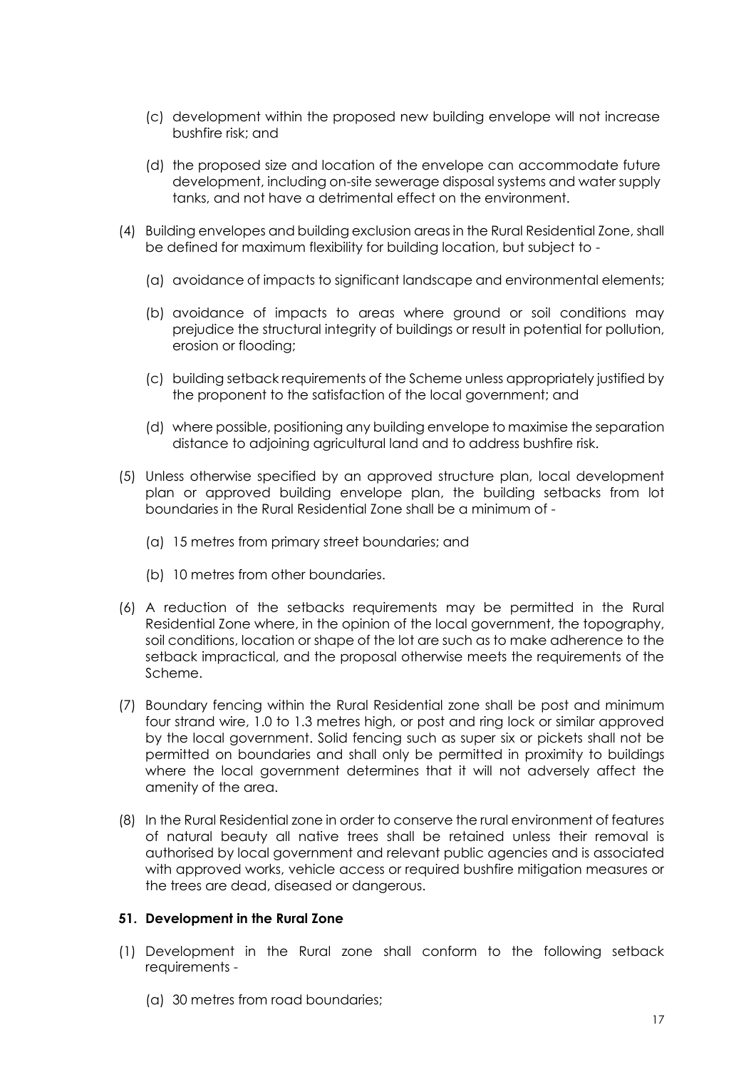(c) development within the proposed new building envelope will not increase bushfire risk; and

(d) the proposed size and location of the envelope can accommodate future development, including on-site sewerage disposal systems and water supply tanks, and not have a detrimental effect on the environment.

(4) Building envelopes and building exclusion areas in the Rural Residential Zone, shall be defined for maximum flexibility for building location, but subject to -

(a) avoidance of impacts to significant landscape and environmental elements;

(b) avoidance of impacts to areas where ground or soil conditions may prejudice the structural integrity of buildings or result in potential for pollution, erosion or flooding;

(c) building setback requirements of the Scheme unless appropriately justified by the proponent to the satisfaction of the local government; and

(d) where possible, positioning any building envelope to maximise the separation distance to adjoining agricultural land and to address bushfire risk.

(5) Unless otherwise specified by an approved structure plan, local development plan or approved building envelope plan, the building setbacks from lot boundaries in the Rural Residential Zone shall be a minimum of -

(a) 15 metres from primary street boundaries; and

(b) 10 metres from other boundaries.

(6) A reduction of the setbacks requirements may be permitted in the Rural Residential Zone where, in the opinion of the local government, the topography, soil conditions, location or shape of the lot are such as to make adherence to the setback impractical, and the proposal otherwise meets the requirements of the Scheme.

(7) Boundary fencing within the Rural Residential zone shall be post and minimum four strand wire, 1.0 to 1.3 metres high, or post and ring lock or similar approved by the local government. Solid fencing such as super six or pickets shall not be permitted on boundaries and shall only be permitted in proximity to buildings where the local government determines that it will not adversely affect the amenity of the area.

(8) In the Rural Residential zone in order to conserve the rural environment of features of natural beauty all native trees shall be retained unless their removal is authorised by local government and relevant public agencies and is associated with approved works, vehicle access or required bushfire mitigation measures or the trees are dead, diseased or dangerous.

**51. Development in the Rural Zone**

(1) Development in the Rural zone shall conform to the following setback requirements -

(a) 30 metres from road boundaries;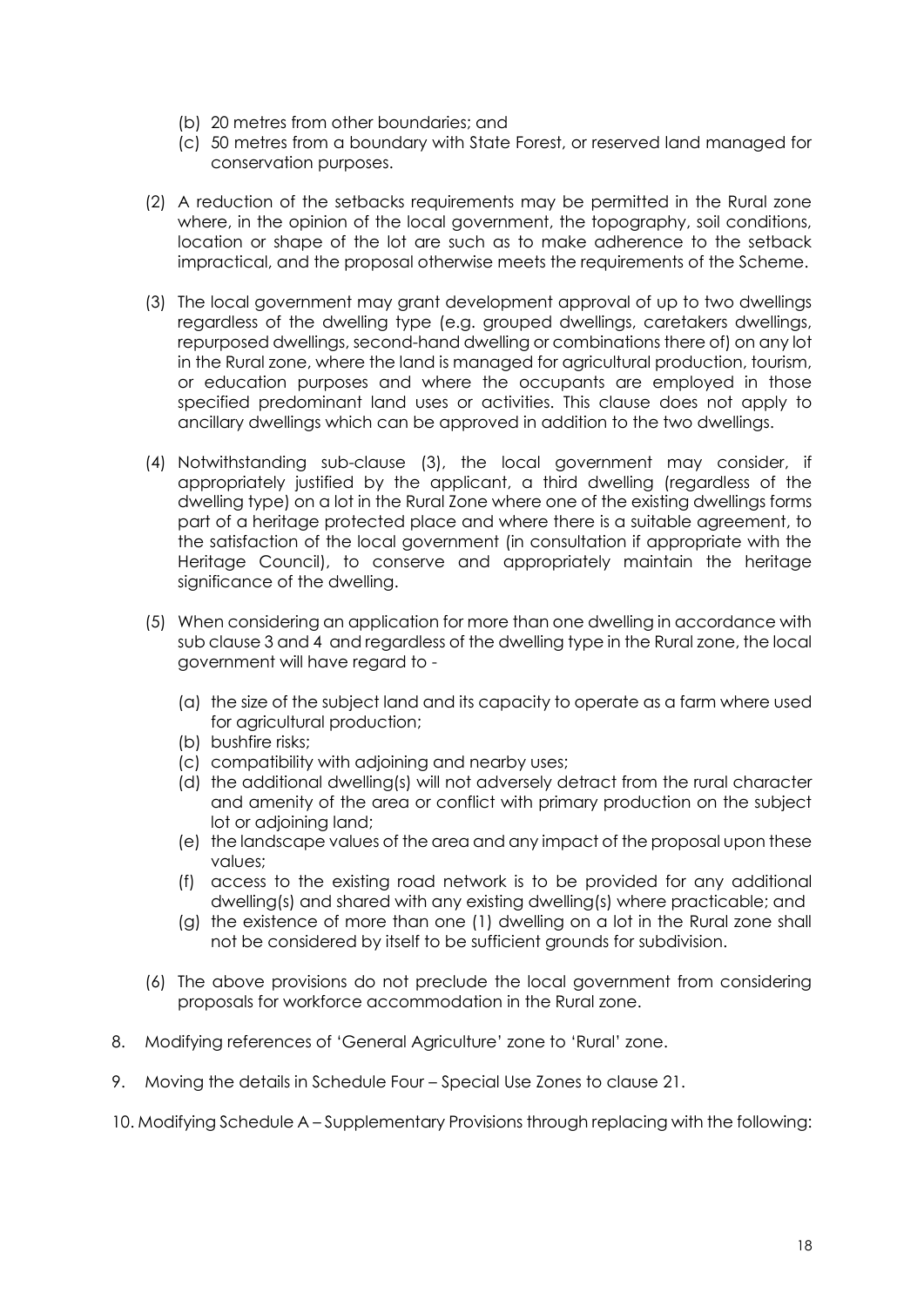(b) 20 metres from other boundaries; and
(c) 50 metres from a boundary with State Forest, or reserved land managed for conservation purposes.

(2) A reduction of the setbacks requirements may be permitted in the Rural zone where, in the opinion of the local government, the topography, soil conditions, location or shape of the lot are such as to make adherence to the setback impractical, and the proposal otherwise meets the requirements of the Scheme.

(3) The local government may grant development approval of up to two dwellings regardless of the dwelling type (e.g. grouped dwellings, caretakers dwellings, repurposed dwellings, second-hand dwelling or combinations there of) on any lot in the Rural zone, where the land is managed for agricultural production, tourism, or education purposes and where the occupants are employed in those specified predominant land uses or activities. This clause does not apply to ancillary dwellings which can be approved in addition to the two dwellings.

(4) Notwithstanding sub-clause (3), the local government may consider, if appropriately justified by the applicant, a third dwelling (regardless of the dwelling type) on a lot in the Rural Zone where one of the existing dwellings forms part of a heritage protected place and where there is a suitable agreement, to the satisfaction of the local government (in consultation if appropriate with the Heritage Council), to conserve and appropriately maintain the heritage significance of the dwelling.

(5) When considering an application for more than one dwelling in accordance with sub clause 3 and 4 and regardless of the dwelling type in the Rural zone, the local government will have regard to -

(a) the size of the subject land and its capacity to operate as a farm where used for agricultural production;
(b) bushfire risks;
(c) compatibility with adjoining and nearby uses;
(d) the additional dwelling(s) will not adversely detract from the rural character and amenity of the area or conflict with primary production on the subject lot or adjoining land;
(e) the landscape values of the area and any impact of the proposal upon these values;
(f) access to the existing road network is to be provided for any additional dwelling(s) and shared with any existing dwelling(s) where practicable; and
(g) the existence of more than one (1) dwelling on a lot in the Rural zone shall not be considered by itself to be sufficient grounds for subdivision.

(6) The above provisions do not preclude the local government from considering proposals for workforce accommodation in the Rural zone.

8. Modifying references of 'General Agriculture' zone to 'Rural' zone.

9. Moving the details in Schedule Four – Special Use Zones to clause 21.

10. Modifying Schedule A – Supplementary Provisions through replacing with the following: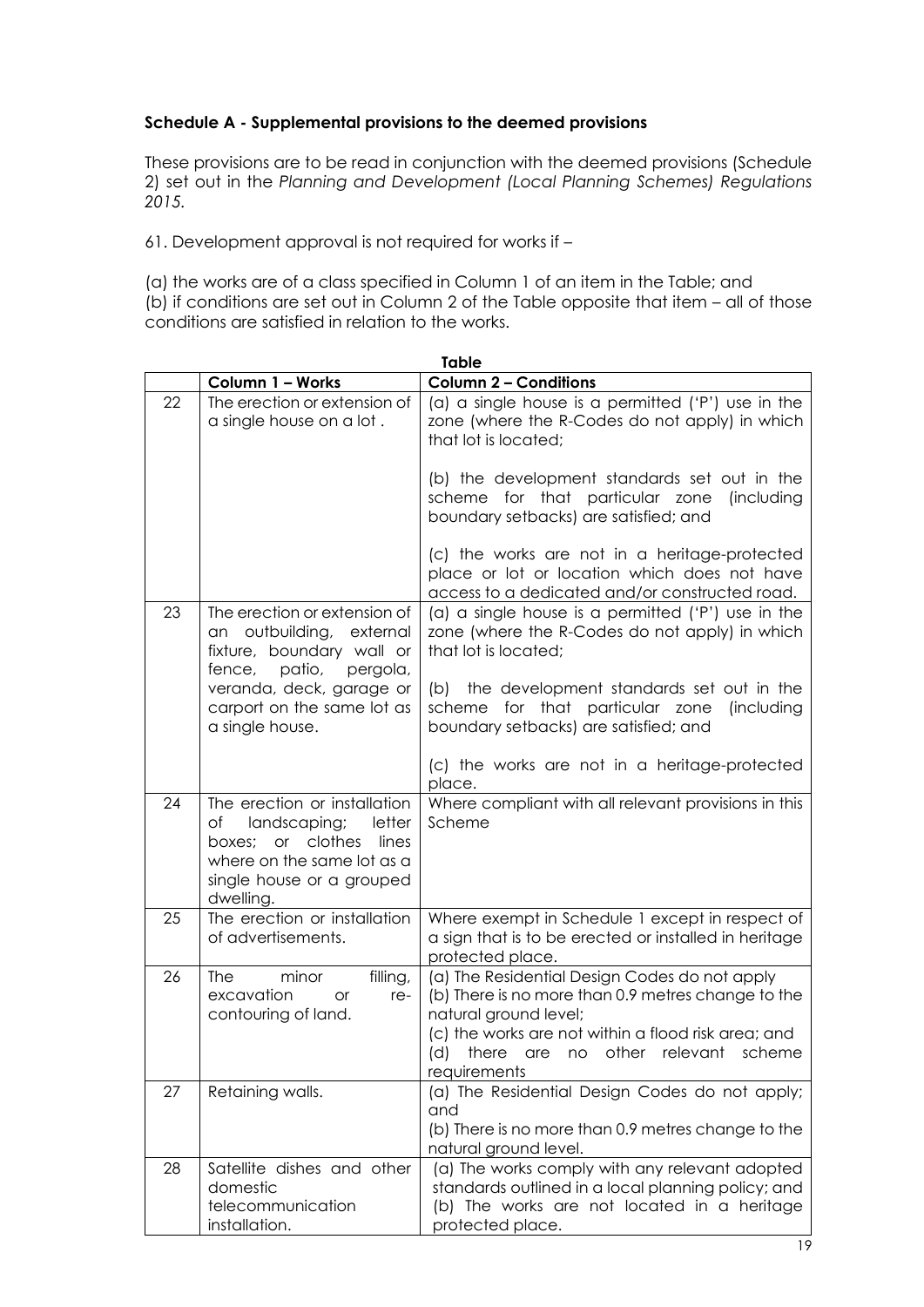### Schedule A - Supplemental provisions to the deemed provisions

These provisions are to be read in conjunction with the deemed provisions (Schedule 2) set out in the *Planning and Development (Local Planning Schemes) Regulations 2015.*

61. Development approval is not required for works if –

(a) the works are of a class specified in Column 1 of an item in the Table; and
(b) if conditions are set out in Column 2 of the Table opposite that item – all of those conditions are satisfied in relation to the works.

**Table**

| | Column 1 – Works | Column 2 – Conditions |
|---|---|---|
| 22 | The erection or extension of a single house on a lot . | (a) a single house is a permitted ('P') use in the zone (where the R-Codes do not apply) in which that lot is located;<br><br>(b) the development standards set out in the scheme for that particular zone (including boundary setbacks) are satisfied; and<br><br>(c) the works are not in a heritage-protected place or lot or location which does not have access to a dedicated and/or constructed road. |
| 23 | The erection or extension of an outbuilding, external fixture, boundary wall or fence, patio, pergola, veranda, deck, garage or carport on the same lot as a single house. | (a) a single house is a permitted ('P') use in the zone (where the R-Codes do not apply) in which that lot is located;<br><br>(b) the development standards set out in the scheme for that particular zone (including boundary setbacks) are satisfied; and<br><br>(c) the works are not in a heritage-protected place. |
| 24 | The erection or installation of landscaping; letter boxes; or clothes lines where on the same lot as a single house or a grouped dwelling. | Where compliant with all relevant provisions in this Scheme |
| 25 | The erection or installation of advertisements. | Where exempt in Schedule 1 except in respect of a sign that is to be erected or installed in heritage protected place. |
| 26 | The minor filling, excavation or re-contouring of land. | (a) The Residential Design Codes do not apply<br>(b) There is no more than 0.9 metres change to the natural ground level;<br>(c) the works are not within a flood risk area; and<br>(d) there are no other relevant scheme requirements |
| 27 | Retaining walls. | (a) The Residential Design Codes do not apply; and<br>(b) There is no more than 0.9 metres change to the natural ground level. |
| 28 | Satellite dishes and other domestic telecommunication installation. | (a) The works comply with any relevant adopted standards outlined in a local planning policy; and<br>(b) The works are not located in a heritage protected place. |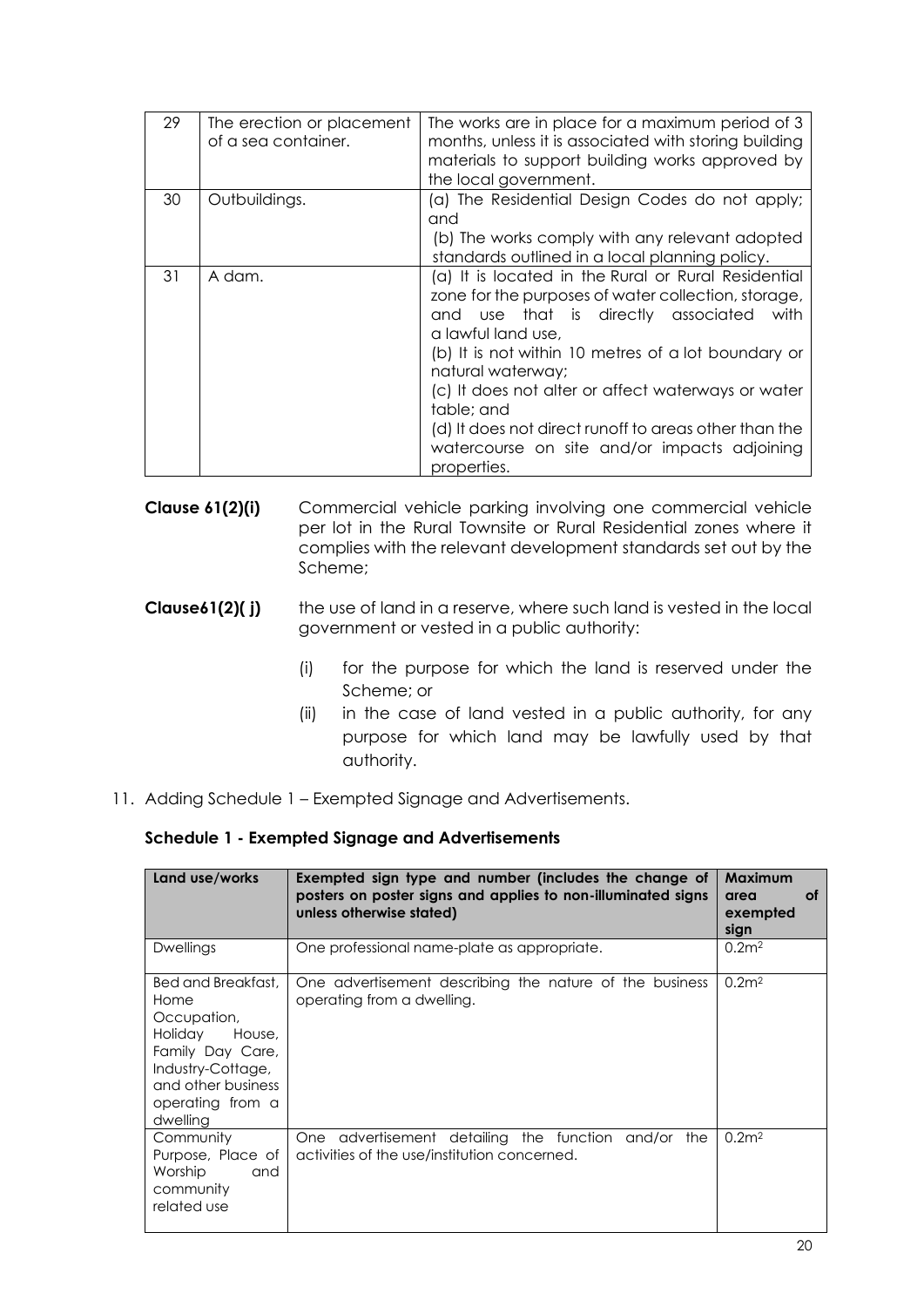| 29 | The erection or placement of a sea container. | The works are in place for a maximum period of 3 months, unless it is associated with storing building materials to support building works approved by the local government. |
|---|---|---|
| 30 | Outbuildings. | (a) The Residential Design Codes do not apply; and<br>(b) The works comply with any relevant adopted standards outlined in a local planning policy. |
| 31 | A dam. | (a) It is located in the Rural or Rural Residential zone for the purposes of water collection, storage, and use that is directly associated with a lawful land use,<br>(b) It is not within 10 metres of a lot boundary or natural waterway;<br>(c) It does not alter or affect waterways or water table; and<br>(d) It does not direct runoff to areas other than the watercourse on site and/or impacts adjoining properties. |

**Clause 61(2)(i)** Commercial vehicle parking involving one commercial vehicle per lot in the Rural Townsite or Rural Residential zones where it complies with the relevant development standards set out by the Scheme;

**Clause61(2)( j)** the use of land in a reserve, where such land is vested in the local government or vested in a public authority:

- (i) for the purpose for which the land is reserved under the Scheme; or
- (ii) in the case of land vested in a public authority, for any purpose for which land may be lawfully used by that authority.

11. Adding Schedule 1 – Exempted Signage and Advertisements.

**Schedule 1 - Exempted Signage and Advertisements**

| Land use/works | Exempted sign type and number (includes the change of posters on poster signs and applies to non-illuminated signs unless otherwise stated) | Maximum area of exempted sign |
|---|---|---|
| Dwellings | One professional name-plate as appropriate. | 0.2m² |
| Bed and Breakfast, Home Occupation, Holiday House, Family Day Care, Industry-Cottage, and other business operating from a dwelling | One advertisement describing the nature of the business operating from a dwelling. | 0.2m² |
| Community Purpose, Place of Worship and community related use | One advertisement detailing the function and/or the activities of the use/institution concerned. | 0.2m² |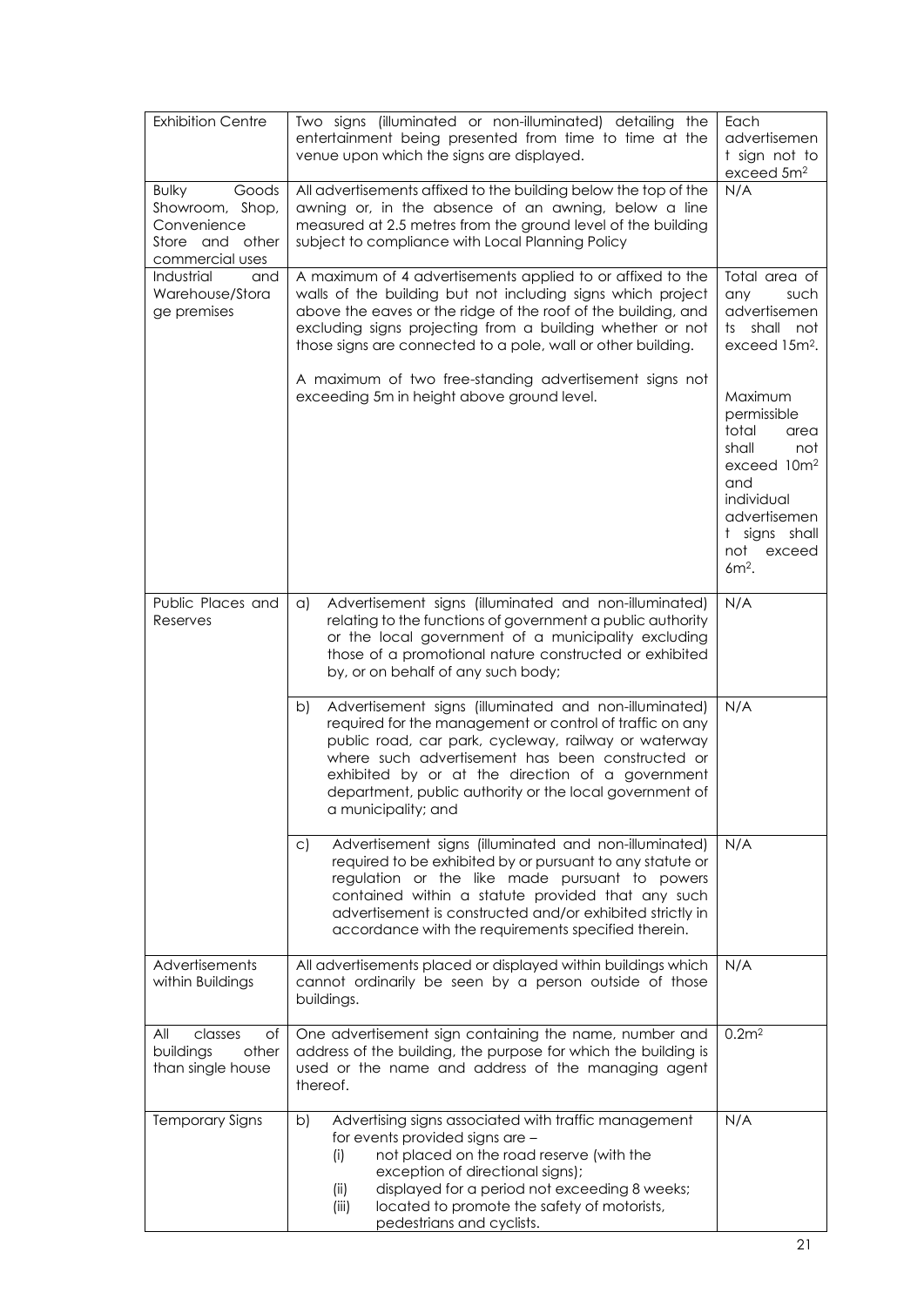| Exhibition Centre | Two signs (illuminated or non-illuminated) detailing the entertainment being presented from time to time at the venue upon which the signs are displayed. | Each advertisement sign not to exceed $5m^2$ |
|---|---|---|
| Bulky Goods Showroom, Shop, Convenience Store and other commercial uses | All advertisements affixed to the building below the top of the awning or, in the absence of an awning, below a line measured at 2.5 metres from the ground level of the building subject to compliance with Local Planning Policy | N/A |
| Industrial and Warehouse/Storage premises | A maximum of 4 advertisements applied to or affixed to the walls of the building but not including signs which project above the eaves or the ridge of the roof of the building, and excluding signs projecting from a building whether or not those signs are connected to a pole, wall or other building.<br><br>A maximum of two free-standing advertisement signs not exceeding 5m in height above ground level. | Total area of any such advertisements shall not exceed $15m^2$.<br><br>Maximum permissible total area shall not exceed $10m^2$ and individual advertisement signs shall not exceed $6m^2$. |
| Public Places and Reserves | a) Advertisement signs (illuminated and non-illuminated) relating to the functions of government a public authority or the local government of a municipality excluding those of a promotional nature constructed or exhibited by, or on behalf of any such body; | N/A |
| | b) Advertisement signs (illuminated and non-illuminated) required for the management or control of traffic on any public road, car park, cycleway, railway or waterway where such advertisement has been constructed or exhibited by or at the direction of a government department, public authority or the local government of a municipality; and | N/A |
| | c) Advertisement signs (illuminated and non-illuminated) required to be exhibited by or pursuant to any statute or regulation or the like made pursuant to powers contained within a statute provided that any such advertisement is constructed and/or exhibited strictly in accordance with the requirements specified therein. | N/A |
| Advertisements within Buildings | All advertisements placed or displayed within buildings which cannot ordinarily be seen by a person outside of those buildings. | N/A |
| All classes of buildings other than single house | One advertisement sign containing the name, number and address of the building, the purpose for which the building is used or the name and address of the managing agent thereof. | $0.2m^2$ |
| Temporary Signs | b) Advertising signs associated with traffic management for events provided signs are –<br>(i) not placed on the road reserve (with the exception of directional signs);<br>(ii) displayed for a period not exceeding 8 weeks;<br>(iii) located to promote the safety of motorists, pedestrians and cyclists. | N/A |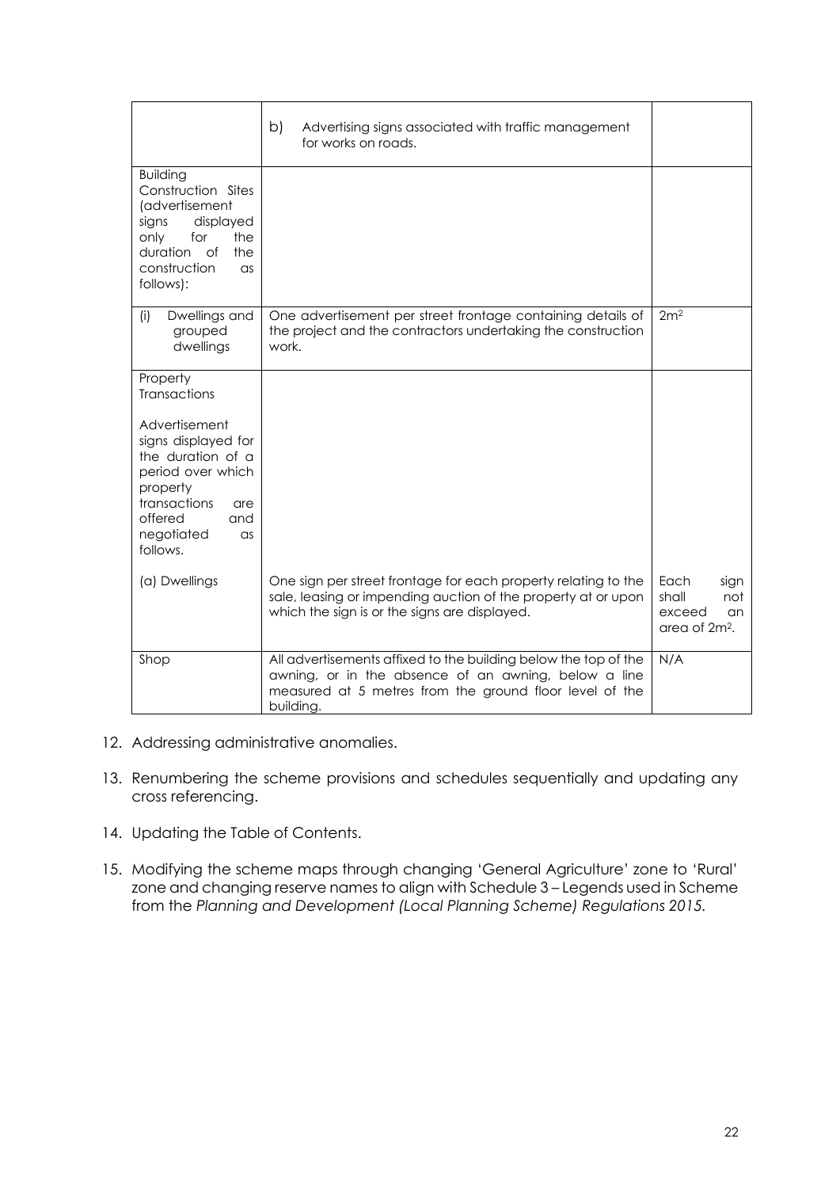| | | |
|---|---|---|
| | b) Advertising signs associated with traffic management for works on roads. | |
| Building Construction Sites (advertisement signs displayed only for the duration of the construction as follows): | | |
| (i) Dwellings and grouped dwellings | One advertisement per street frontage containing details of the project and the contractors undertaking the construction work. | $2m^2$ |
| Property Transactions<br><br>Advertisement signs displayed for the duration of a period over which property transactions are offered and negotiated as follows.<br><br>(a) Dwellings | <br><br><br><br><br><br><br><br>One sign per street frontage for each property relating to the sale, leasing or impending auction of the property at or upon which the sign is or the signs are displayed. | <br><br><br><br><br><br><br><br>Each sign shall not exceed an area of $2m^2$. |
| Shop | All advertisements affixed to the building below the top of the awning, or in the absence of an awning, below a line measured at 5 metres from the ground floor level of the building. | N/A |

12. Addressing administrative anomalies.

13. Renumbering the scheme provisions and schedules sequentially and updating any cross referencing.

14. Updating the Table of Contents.

15. Modifying the scheme maps through changing 'General Agriculture' zone to 'Rural' zone and changing reserve names to align with Schedule 3 – Legends used in Scheme from the *Planning and Development (Local Planning Scheme) Regulations 2015.*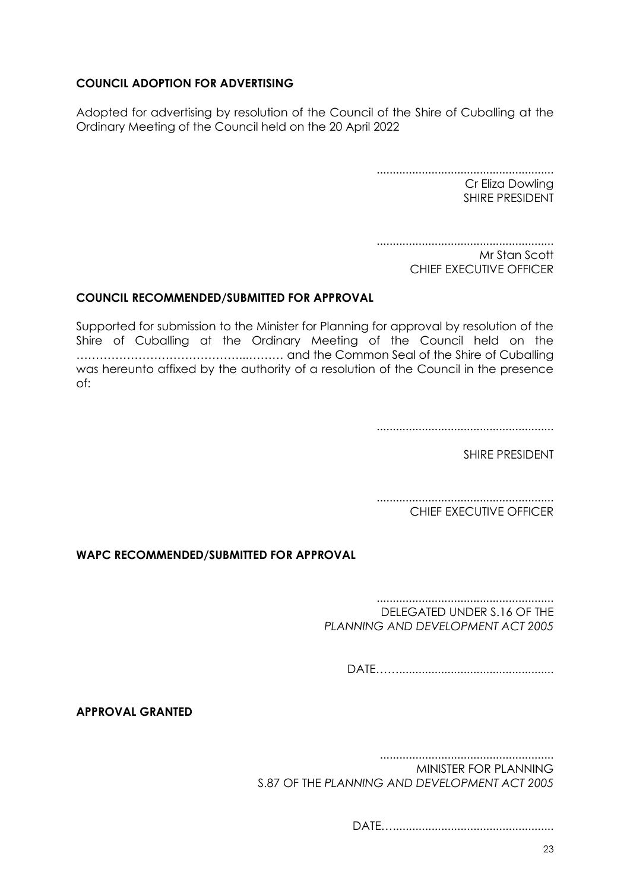**COUNCIL ADOPTION FOR ADVERTISING**

Adopted for advertising by resolution of the Council of the Shire of Cuballing at the Ordinary Meeting of the Council held on the 20 April 2022

......................................................
Cr Eliza Dowling
SHIRE PRESIDENT

......................................................
Mr Stan Scott
CHIEF EXECUTIVE OFFICER

**COUNCIL RECOMMENDED/SUBMITTED FOR APPROVAL**

Supported for submission to the Minister for Planning for approval by resolution of the Shire of Cuballing at the Ordinary Meeting of the Council held on the ……………………………………...……… and the Common Seal of the Shire of Cuballing was hereunto affixed by the authority of a resolution of the Council in the presence of:

......................................................

SHIRE PRESIDENT

......................................................
CHIEF EXECUTIVE OFFICER

**WAPC RECOMMENDED/SUBMITTED FOR APPROVAL**

......................................................
DELEGATED UNDER S.16 OF THE
*PLANNING AND DEVELOPMENT ACT 2005*

DATE…….................................................

**APPROVAL GRANTED**

......................................................
MINISTER FOR PLANNING
S.87 OF THE *PLANNING AND DEVELOPMENT ACT 2005*

DATE…..................................................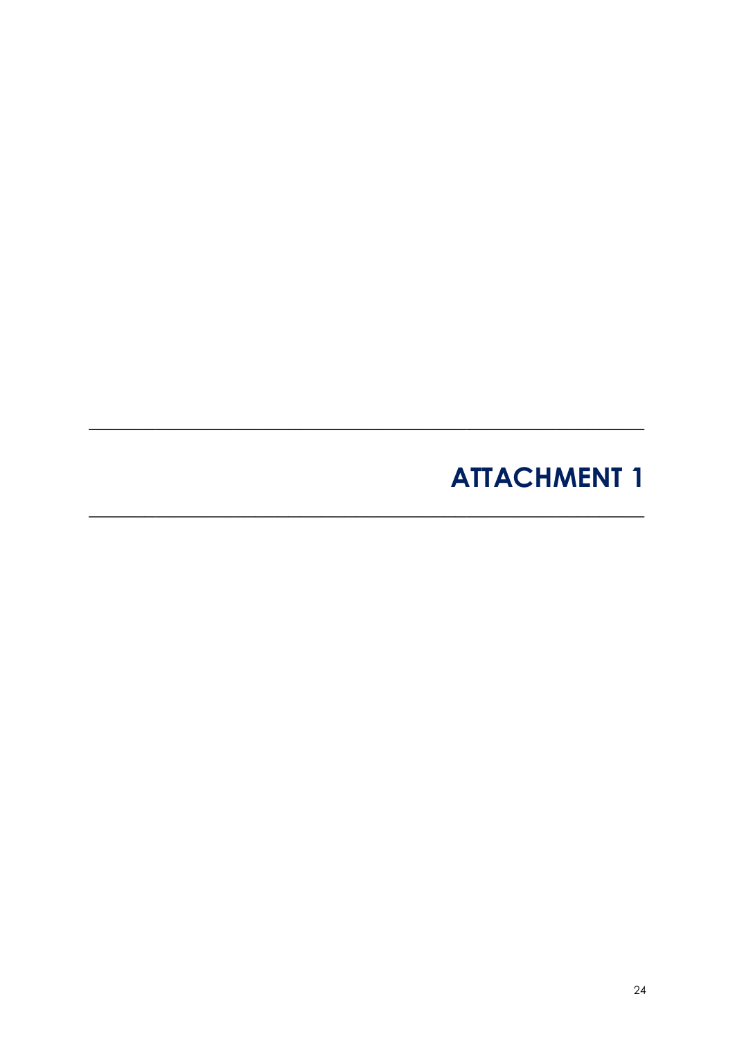# ATTACHMENT 1